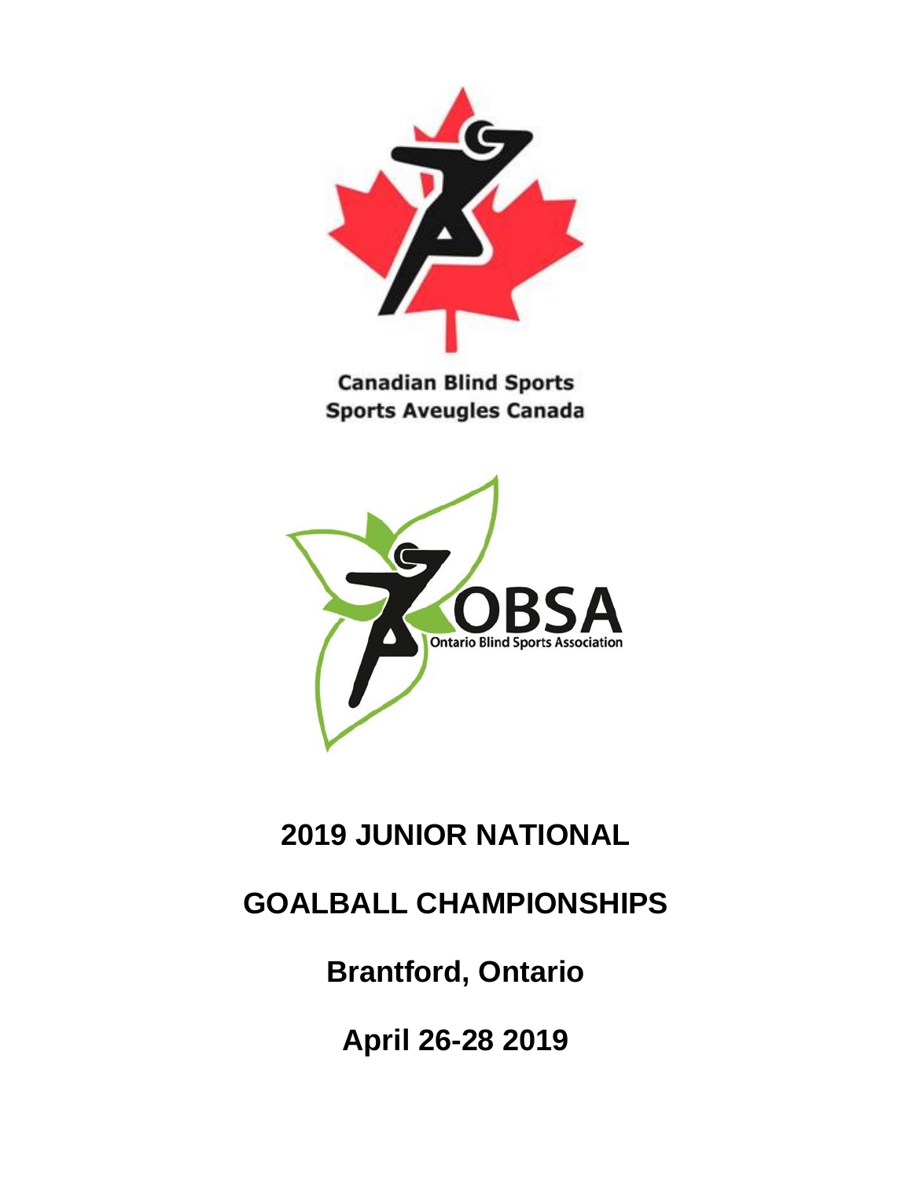Canadian Blind Sports
Sports Aveugles Canada

OBSA
Ontario Blind Sports Association

# 2019 JUNIOR NATIONAL

# GOALBALL CHAMPIONSHIPS

## Brantford, Ontario

## April 26-28 2019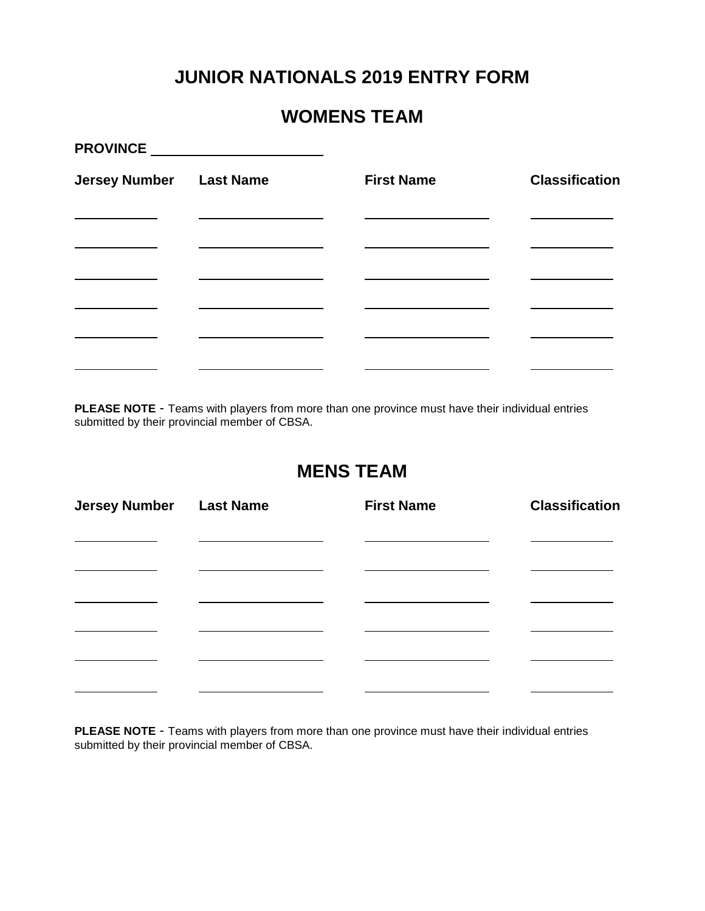# JUNIOR NATIONALS 2019 ENTRY FORM

## WOMENS TEAM

**PROVINCE** ______________________

| Jersey Number | Last Name | First Name | Classification |
|---|---|---|---|
| | | | |
| | | | |
| | | | |
| | | | |
| | | | |
| | | | |

**PLEASE NOTE** - Teams with players from more than one province must have their individual entries submitted by their provincial member of CBSA.

## MENS TEAM

| Jersey Number | Last Name | First Name | Classification |
|---|---|---|---|
| | | | |
| | | | |
| | | | |
| | | | |
| | | | |
| | | | |

**PLEASE NOTE** - Teams with players from more than one province must have their individual entries submitted by their provincial member of CBSA.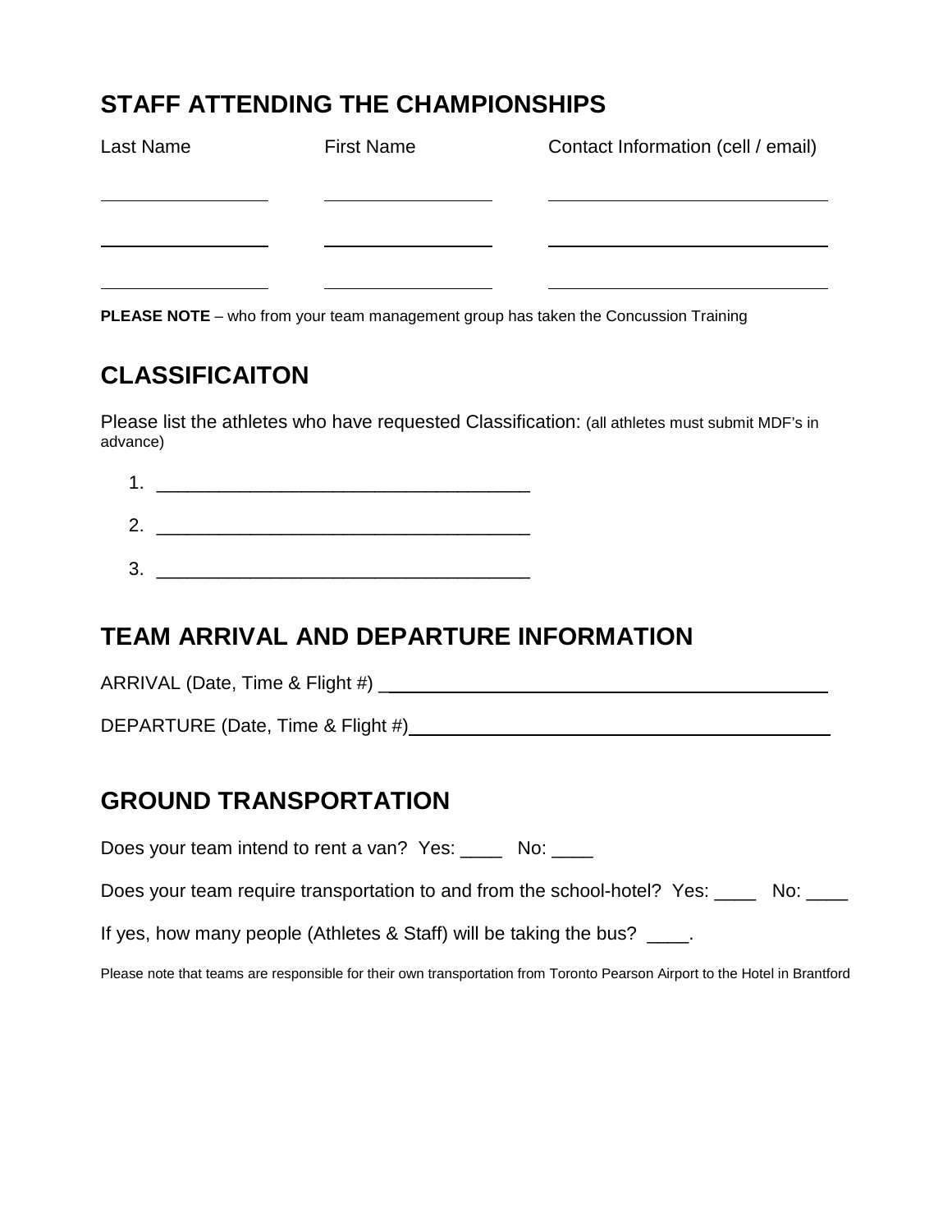## STAFF ATTENDING THE CHAMPIONSHIPS

| Last Name | First Name | Contact Information (cell / email) |
|---|---|---|
| | | |
| | | |
| | | |

**PLEASE NOTE** – who from your team management group has taken the Concussion Training

## CLASSIFICAITON

Please list the athletes who have requested Classification: (all athletes must submit MDF's in advance)

1. ___________________________________
2. ___________________________________
3. ___________________________________

## TEAM ARRIVAL AND DEPARTURE INFORMATION

ARRIVAL (Date, Time & Flight #) ___________________________________________

DEPARTURE (Date, Time & Flight #)_________________________________________

## GROUND TRANSPORTATION

Does your team intend to rent a van? Yes: ____ No: ____

Does your team require transportation to and from the school-hotel? Yes: ____ No: ____

If yes, how many people (Athletes & Staff) will be taking the bus? ____.

Please note that teams are responsible for their own transportation from Toronto Pearson Airport to the Hotel in Brantford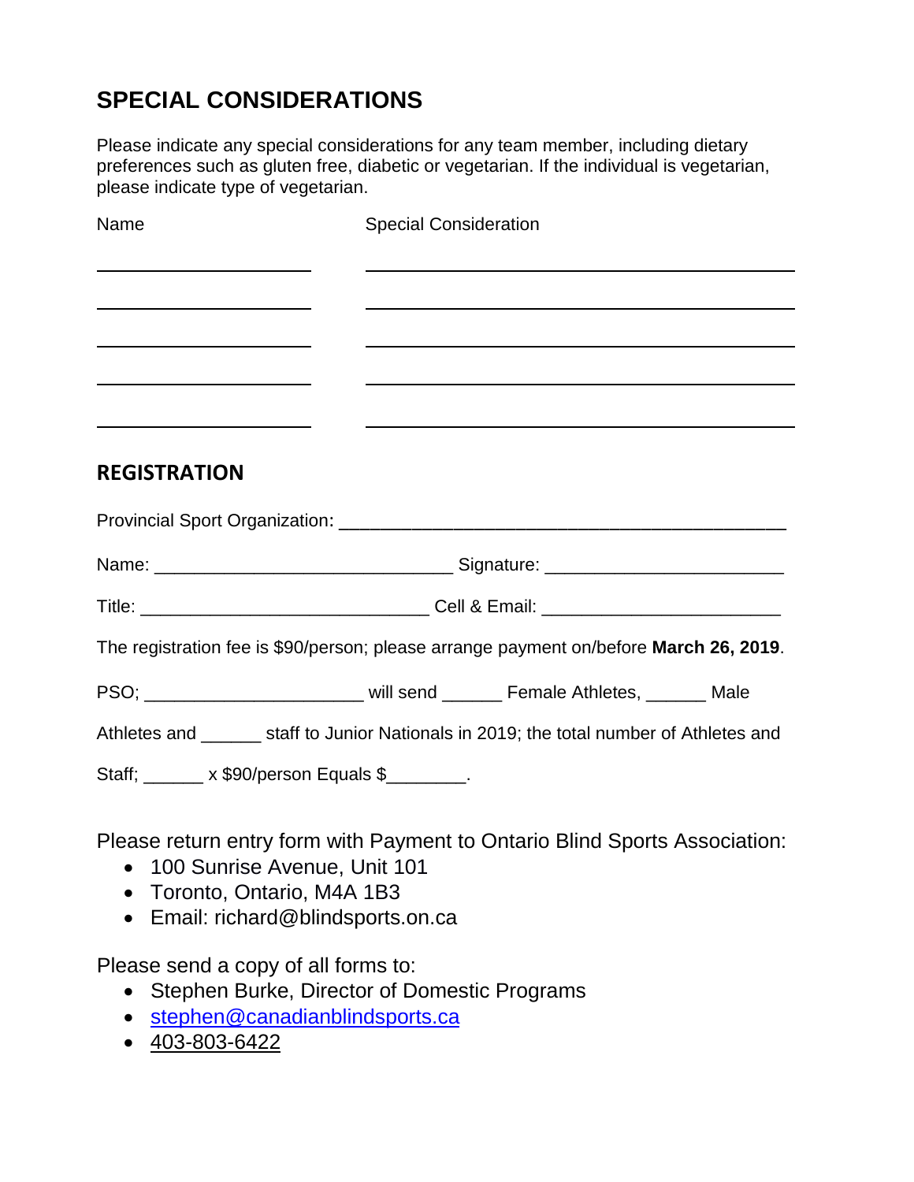## SPECIAL CONSIDERATIONS

Please indicate any special considerations for any team member, including dietary preferences such as gluten free, diabetic or vegetarian. If the individual is vegetarian, please indicate type of vegetarian.

| Name | Special Consideration |
|---|---|
| | |
| | |
| | |
| | |
| | |

## REGISTRATION

Provincial Sport Organization: ___________________________________________

Name: _____________________________ Signature: _______________________

Title: ____________________________ Cell & Email: _______________________

The registration fee is $90/person; please arrange payment on/before **March 26, 2019**.

PSO; _____________________ will send ______ Female Athletes, ______ Male Athletes and ______ staff to Junior Nationals in 2019; the total number of Athletes and Staff; ______ x $90/person Equals $________.

Please return entry form with Payment to Ontario Blind Sports Association:

- 100 Sunrise Avenue, Unit 101
- Toronto, Ontario, M4A 1B3
- Email: richard@blindsports.on.ca

Please send a copy of all forms to:

- Stephen Burke, Director of Domestic Programs
- stephen@canadianblindsports.ca
- 403-803-6422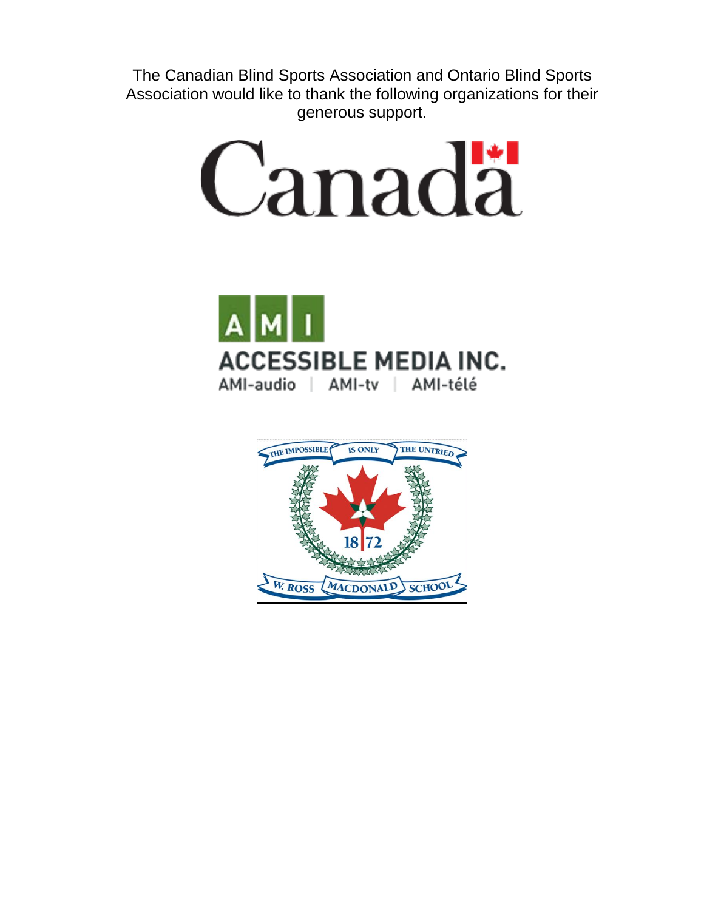The Canadian Blind Sports Association and Ontario Blind Sports Association would like to thank the following organizations for their generous support.

Canada

ACCESSIBLE MEDIA INC.

AMI-audio | AMI-tv | AMI-télé

THE IMPOSSIBLE IS ONLY THE UNTRIED

1872

W. ROSS MACDONALD SCHOOL